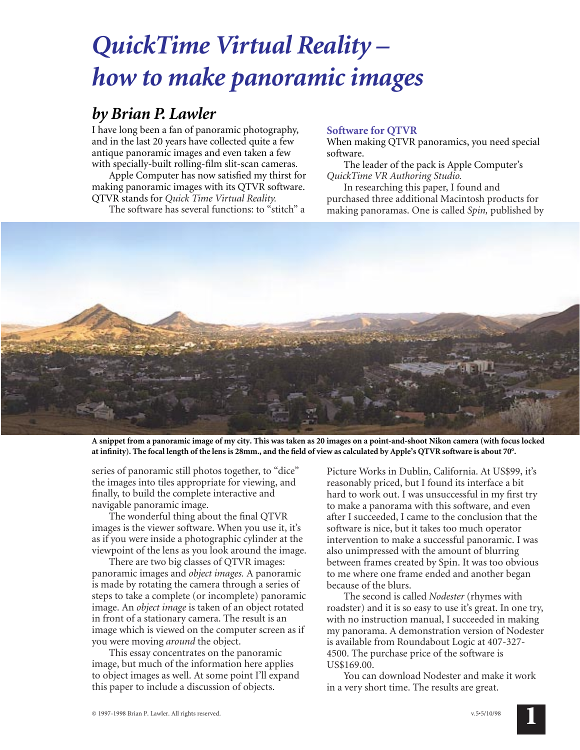# QuickTime Virtual Reality – how to make panoramic images

## by Brian P. Lawler

I have long been a fan of panoramic photography, and in the last 20 years have collected quite a few antique panoramic images and even taken a few with specially-built rolling-film slit-scan cameras.

Apple Computer has now satisfied my thirst for making panoramic images with its QTVR software. QTVR stands for *Quick Time Virtual Reality.*

The software has several functions: to "stitch" a series of panoramic still photos together, to "dice" the images into tiles appropriate for viewing, and finally, to build the complete interactive and navigable panoramic image.

The wonderful thing about the final QTVR images is the viewer software. When you use it, it's as if you were inside a photographic cylinder at the viewpoint of the lens as you look around the image.

There are two big classes of QTVR images: panoramic images and *object images.* A panoramic is made by rotating the camera through a series of steps to take a complete (or incomplete) panoramic image. An *object image* is taken of an object rotated in front of a stationary camera. The result is an image which is viewed on the computer screen as if you were moving *around* the object.

This essay concentrates on the panoramic image, but much of the information here applies to object images as well. At some point I'll expand this paper to include a discussion of objects.

**A snippet from a panoramic image of my city. This was taken as 20 images on a point-and-shoot Nikon camera (with focus locked at infinity). The focal length of the lens is 28mm., and the field of view as calculated by Apple's QTVR software is about 70°.**

### Software for QTVR

When making QTVR panoramics, you need special software.

The leader of the pack is Apple Computer's *QuickTime VR Authoring Studio.*

In researching this paper, I found and purchased three additional Macintosh products for making panoramas. One is called *Spin,* published by Picture Works in Dublin, California. At US$99, it's reasonably priced, but I found its interface a bit hard to work out. I was unsuccessful in my first try to make a panorama with this software, and even after I succeeded, I came to the conclusion that the software is nice, but it takes too much operator intervention to make a successful panoramic. I was also unimpressed with the amount of blurring between frames created by Spin. It was too obvious to me where one frame ended and another began because of the blurs.

The second is called *Nodester* (rhymes with roadster) and it is so easy to use it's great. In one try, with no instruction manual, I succeeded in making my panorama. A demonstration version of Nodester is available from Roundabout Logic at 407-327-4500. The purchase price of the software is US$169.00.

You can download Nodester and make it work in a very short time. The results are great.

© 1997-1998 Brian P. Lawler. All rights reserved.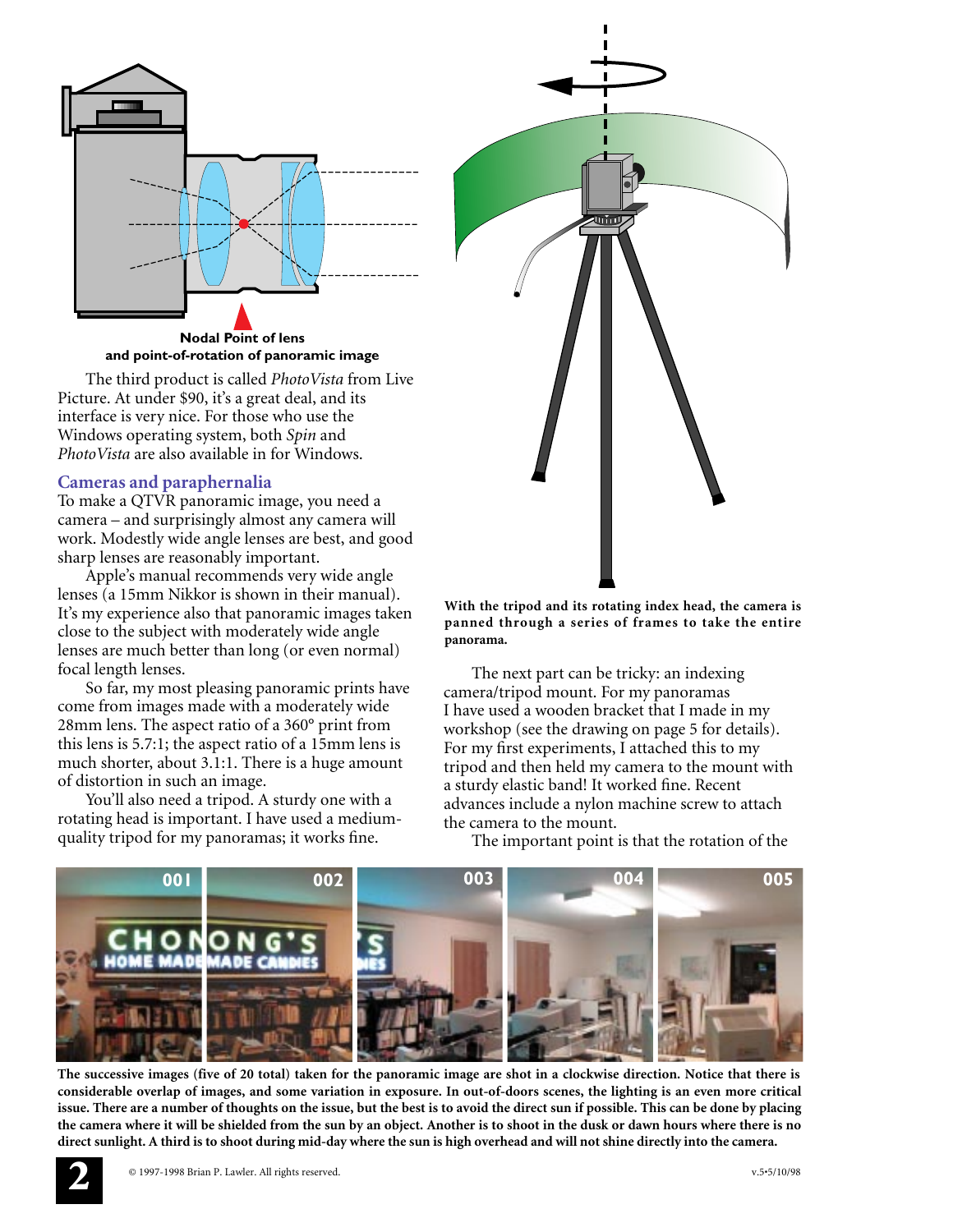**Nodal Point of lens and point-of-rotation of panoramic image**

The third product is called *PhotoVista* from Live Picture. At under $90, it's a great deal, and its interface is very nice. For those who use the Windows operating system, both *Spin* and *PhotoVista* are also available in for Windows.

## Cameras and paraphernalia

To make a QTVR panoramic image, you need a camera – and surprisingly almost any camera will work. Modestly wide angle lenses are best, and good sharp lenses are reasonably important.

Apple's manual recommends very wide angle lenses (a 15mm Nikkor is shown in their manual). It's my experience also that panoramic images taken close to the subject with moderately wide angle lenses are much better than long (or even normal) focal length lenses.

So far, my most pleasing panoramic prints have come from images made with a moderately wide 28mm lens. The aspect ratio of a 360° print from this lens is 5.7:1; the aspect ratio of a 15mm lens is much shorter, about 3.1:1. There is a huge amount of distortion in such an image.

You'll also need a tripod. A sturdy one with a rotating head is important. I have used a medium-quality tripod for my panoramas; it works fine.

**With the tripod and its rotating index head, the camera is panned through a series of frames to take the entire panorama.**

The next part can be tricky: an indexing camera/tripod mount. For my panoramas I have used a wooden bracket that I made in my workshop (see the drawing on page 5 for details). For my first experiments, I attached this to my tripod and then held my camera to the mount with a sturdy elastic band! It worked fine. Recent advances include a nylon machine screw to attach the camera to the mount.

The important point is that the rotation of the

**The successive images (five of 20 total) taken for the panoramic image are shot in a clockwise direction. Notice that there is considerable overlap of images, and some variation in exposure. In out-of-doors scenes, the lighting is an even more critical issue. There are a number of thoughts on the issue, but the best is to avoid the direct sun if possible. This can be done by placing the camera where it will be shielded from the sun by an object. Another is to shoot in the dusk or dawn hours where there is no direct sunlight. A third is to shoot during mid-day where the sun is high overhead and will not shine directly into the camera.**

© 1997-1998 Brian P. Lawler. All rights reserved.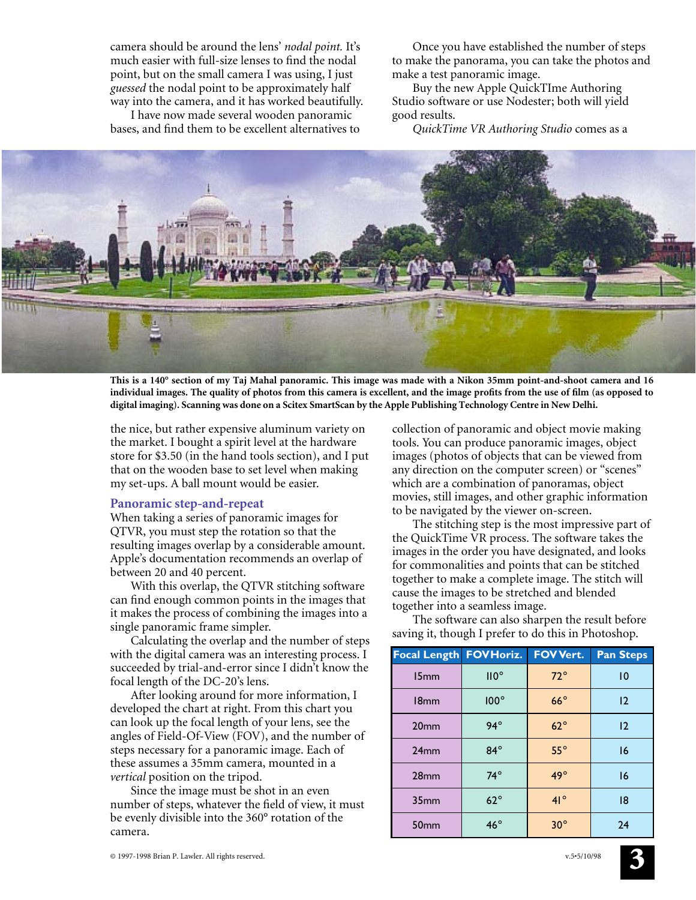camera should be around the lens' *nodal point.* It's much easier with full-size lenses to find the nodal point, but on the small camera I was using, I just *guessed* the nodal point to be approximately half way into the camera, and it has worked beautifully.

I have now made several wooden panoramic bases, and find them to be excellent alternatives to the nice, but rather expensive aluminum variety on the market. I bought a spirit level at the hardware store for $3.50 (in the hand tools section), and I put that on the wooden base to set level when making my set-ups. A ball mount would be easier.

**This is a 140° section of my Taj Mahal panoramic. This image was made with a Nikon 35mm point-and-shoot camera and 16 individual images. The quality of photos from this camera is excellent, and the image profits from the use of film (as opposed to digital imaging). Scanning was done on a Scitex SmartScan by the Apple Publishing Technology Centre in New Delhi.**

## Panoramic step-and-repeat

When taking a series of panoramic images for QTVR, you must step the rotation so that the resulting images overlap by a considerable amount. Apple's documentation recommends an overlap of between 20 and 40 percent.

With this overlap, the QTVR stitching software can find enough common points in the images that it makes the process of combining the images into a single panoramic frame simpler.

Calculating the overlap and the number of steps with the digital camera was an interesting process. I succeeded by trial-and-error since I didn't know the focal length of the DC-20's lens.

After looking around for more information, I developed the chart at right. From this chart you can look up the focal length of your lens, see the angles of Field-Of-View (FOV), and the number of steps necessary for a panoramic image. Each of these assumes a 35mm camera, mounted in a *vertical* position on the tripod.

Since the image must be shot in an even number of steps, whatever the field of view, it must be evenly divisible into the 360° rotation of the camera.

Once you have established the number of steps to make the panorama, you can take the photos and make a test panoramic image.

Buy the new Apple QuickTIme Authoring Studio software or use Nodester; both will yield good results.

*QuickTime VR Authoring Studio* comes as a collection of panoramic and object movie making tools. You can produce panoramic images, object images (photos of objects that can be viewed from any direction on the computer screen) or "scenes" which are a combination of panoramas, object movies, still images, and other graphic information to be navigated by the viewer on-screen.

The stitching step is the most impressive part of the QuickTime VR process. The software takes the images in the order you have designated, and looks for commonalities and points that can be stitched together to make a complete image. The stitch will cause the images to be stretched and blended together into a seamless image.

The software can also sharpen the result before saving it, though I prefer to do this in Photoshop.

| Focal Length | FOV Horiz. | FOV Vert. | Pan Steps |
|---|---|---|---|
| 15mm | 110° | 72° | 10 |
| 18mm | 100° | 66° | 12 |
| 20mm | 94° | 62° | 12 |
| 24mm | 84° | 55° | 16 |
| 28mm | 74° | 49° | 16 |
| 35mm | 62° | 41° | 18 |
| 50mm | 46° | 30° | 24 |

© 1997-1998 Brian P. Lawler. All rights reserved.

v.5•5/10/98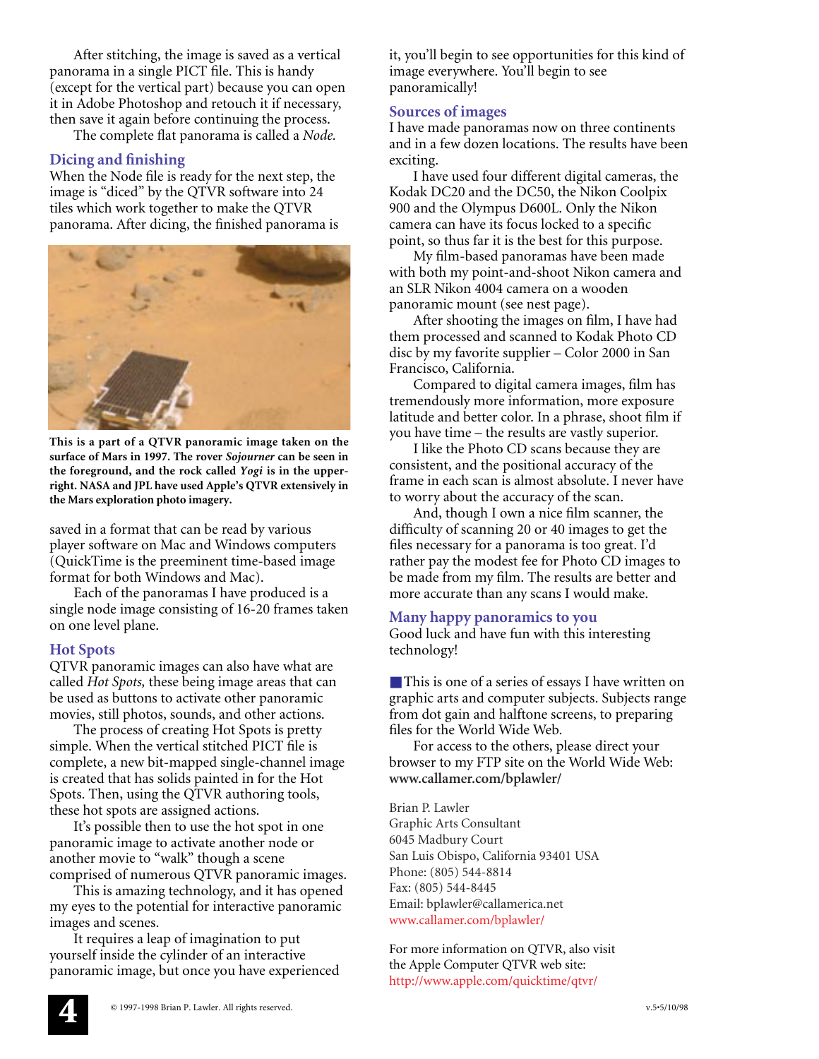After stitching, the image is saved as a vertical panorama in a single PICT file. This is handy (except for the vertical part) because you can open it in Adobe Photoshop and retouch it if necessary, then save it again before continuing the process.

The complete flat panorama is called a *Node.*

## Dicing and finishing

When the Node file is ready for the next step, the image is "diced" by the QTVR software into 24 tiles which work together to make the QTVR panorama. After dicing, the finished panorama is saved in a format that can be read by various player software on Mac and Windows computers (QuickTime is the preeminent time-based image format for both Windows and Mac).

**This is a part of a QTVR panoramic image taken on the surface of Mars in 1997. The rover *Sojourner* can be seen in the foreground, and the rock called *Yogi* is in the upper-right. NASA and JPL have used Apple's QTVR extensively in the Mars exploration photo imagery.**

Each of the panoramas I have produced is a single node image consisting of 16-20 frames taken on one level plane.

## Hot Spots

QTVR panoramic images can also have what are called *Hot Spots,* these being image areas that can be used as buttons to activate other panoramic movies, still photos, sounds, and other actions.

The process of creating Hot Spots is pretty simple. When the vertical stitched PICT file is complete, a new bit-mapped single-channel image is created that has solids painted in for the Hot Spots. Then, using the QTVR authoring tools, these hot spots are assigned actions.

It's possible then to use the hot spot in one panoramic image to activate another node or another movie to "walk" though a scene comprised of numerous QTVR panoramic images.

This is amazing technology, and it has opened my eyes to the potential for interactive panoramic images and scenes.

It requires a leap of imagination to put yourself inside the cylinder of an interactive panoramic image, but once you have experienced it, you'll begin to see opportunities for this kind of image everywhere. You'll begin to see panoramically!

## Sources of images

I have made panoramas now on three continents and in a few dozen locations. The results have been exciting.

I have used four different digital cameras, the Kodak DC20 and the DC50, the Nikon Coolpix 900 and the Olympus D600L. Only the Nikon camera can have its focus locked to a specific point, so thus far it is the best for this purpose.

My film-based panoramas have been made with both my point-and-shoot Nikon camera and an SLR Nikon 4004 camera on a wooden panoramic mount (see nest page).

After shooting the images on film, I have had them processed and scanned to Kodak Photo CD disc by my favorite supplier – Color 2000 in San Francisco, California.

Compared to digital camera images, film has tremendously more information, more exposure latitude and better color. In a phrase, shoot film if you have time – the results are vastly superior.

I like the Photo CD scans because they are consistent, and the positional accuracy of the frame in each scan is almost absolute. I never have to worry about the accuracy of the scan.

And, though I own a nice film scanner, the difficulty of scanning 20 or 40 images to get the files necessary for a panorama is too great. I'd rather pay the modest fee for Photo CD images to be made from my film. The results are better and more accurate than any scans I would make.

## Many happy panoramics to you

Good luck and have fun with this interesting technology!

■ This is one of a series of essays I have written on graphic arts and computer subjects. Subjects range from dot gain and halftone screens, to preparing files for the World Wide Web.

For access to the others, please direct your browser to my FTP site on the World Wide Web: **www.callamer.com/bplawler/**

Brian P. Lawler
Graphic Arts Consultant
6045 Madbury Court
San Luis Obispo, California 93401 USA
Phone: (805) 544-8814
Fax: (805) 544-8445
Email: bplawler@callamerica.net
www.callamer.com/bplawler/

For more information on QTVR, also visit the Apple Computer QTVR web site:
http://www.apple.com/quicktime/qtvr/

© 1997-1998 Brian P. Lawler. All rights reserved.

v.5•5/10/98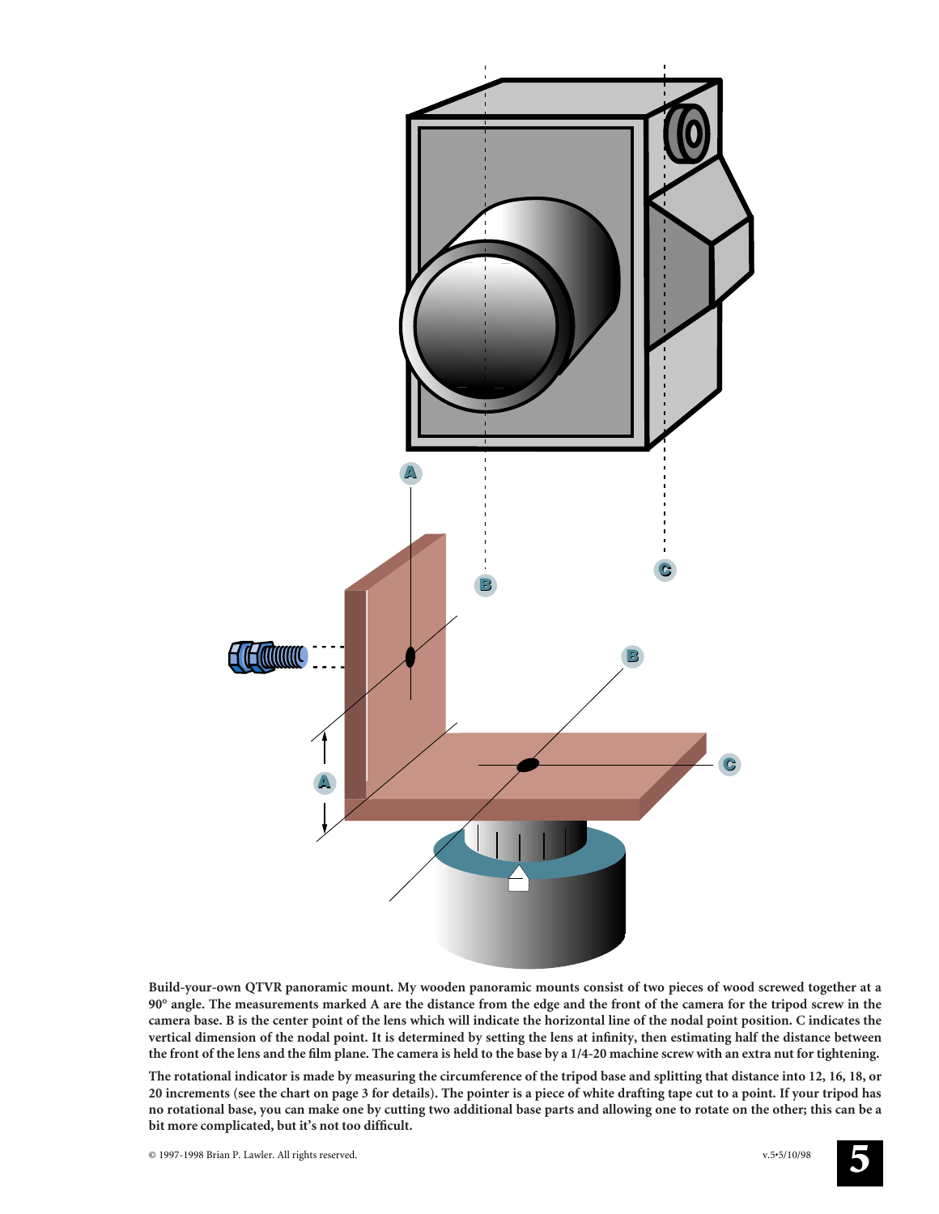A

B

C

B

C

A

**Build-your-own QTVR panoramic mount. My wooden panoramic mounts consist of two pieces of wood screwed together at a 90° angle. The measurements marked A are the distance from the edge and the front of the camera for the tripod screw in the camera base. B is the center point of the lens which will indicate the horizontal line of the nodal point position. C indicates the vertical dimension of the nodal point. It is determined by setting the lens at infinity, then estimating half the distance between the front of the lens and the film plane. The camera is held to the base by a 1/4-20 machine screw with an extra nut for tightening.**

**The rotational indicator is made by measuring the circumference of the tripod base and splitting that distance into 12, 16, 18, or 20 increments (see the chart on page 3 for details). The pointer is a piece of white drafting tape cut to a point. If your tripod has no rotational base, you can make one by cutting two additional base parts and allowing one to rotate on the other; this can be a bit more complicated, but it's not too difficult.**

© 1997-1998 Brian P. Lawler. All rights reserved.

v.5•5/10/98